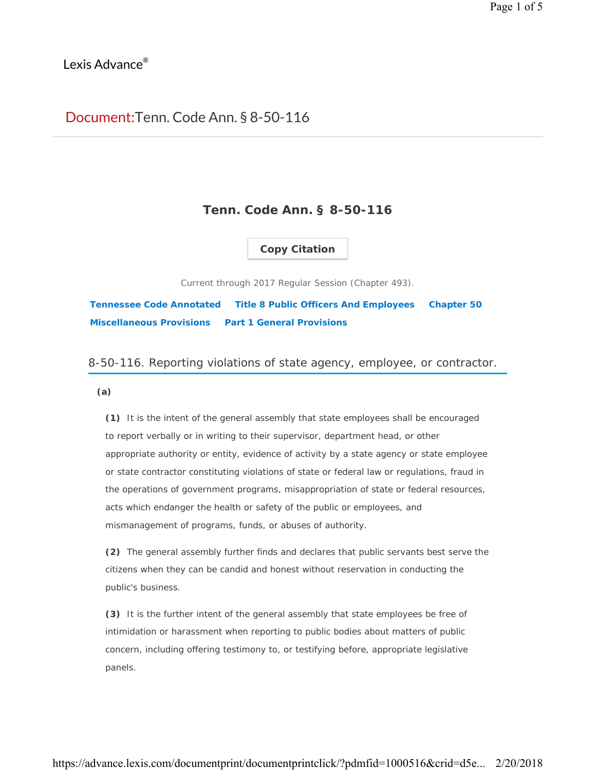Lexis Advance®

# Document: Tenn. Code Ann. § 8-50-116

## Tenn. Code Ann. § 8-50-116

Copy Citation

Current through 2017 Regular Session (Chapter 493).

Tennessee Code Annotated   Title 8 Public Officers And Employees   Chapter 50 Miscellaneous Provisions   Part 1 General Provisions

### 8-50-116. Reporting violations of state agency, employee, or contractor.

**(a)**

**(1)** It is the intent of the general assembly that state employees shall be encouraged to report verbally or in writing to their supervisor, department head, or other appropriate authority or entity, evidence of activity by a state agency or state employee or state contractor constituting violations of state or federal law or regulations, fraud in the operations of government programs, misappropriation of state or federal resources, acts which endanger the health or safety of the public or employees, and mismanagement of programs, funds, or abuses of authority.

**(2)** The general assembly further finds and declares that public servants best serve the citizens when they can be candid and honest without reservation in conducting the public's business.

**(3)** It is the further intent of the general assembly that state employees be free of intimidation or harassment when reporting to public bodies about matters of public concern, including offering testimony to, or testifying before, appropriate legislative panels.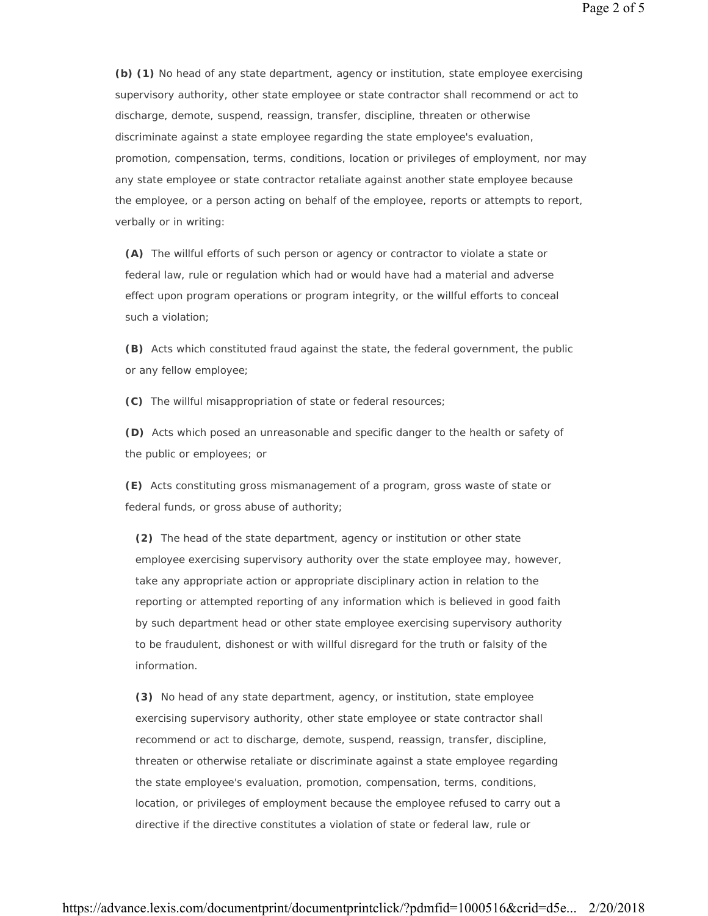**(b) (1)** No head of any state department, agency or institution, state employee exercising supervisory authority, other state employee or state contractor shall recommend or act to discharge, demote, suspend, reassign, transfer, discipline, threaten or otherwise discriminate against a state employee regarding the state employee's evaluation, promotion, compensation, terms, conditions, location or privileges of employment, nor may any state employee or state contractor retaliate against another state employee because the employee, or a person acting on behalf of the employee, reports or attempts to report, verbally or in writing:

**(A)** The willful efforts of such person or agency or contractor to violate a state or federal law, rule or regulation which had or would have had a material and adverse effect upon program operations or program integrity, or the willful efforts to conceal such a violation;

**(B)** Acts which constituted fraud against the state, the federal government, the public or any fellow employee;

**(C)** The willful misappropriation of state or federal resources;

**(D)** Acts which posed an unreasonable and specific danger to the health or safety of the public or employees; or

**(E)** Acts constituting gross mismanagement of a program, gross waste of state or federal funds, or gross abuse of authority;

**(2)** The head of the state department, agency or institution or other state employee exercising supervisory authority over the state employee may, however, take any appropriate action or appropriate disciplinary action in relation to the reporting or attempted reporting of any information which is believed in good faith by such department head or other state employee exercising supervisory authority to be fraudulent, dishonest or with willful disregard for the truth or falsity of the information.

**(3)** No head of any state department, agency, or institution, state employee exercising supervisory authority, other state employee or state contractor shall recommend or act to discharge, demote, suspend, reassign, transfer, discipline, threaten or otherwise retaliate or discriminate against a state employee regarding the state employee's evaluation, promotion, compensation, terms, conditions, location, or privileges of employment because the employee refused to carry out a directive if the directive constitutes a violation of state or federal law, rule or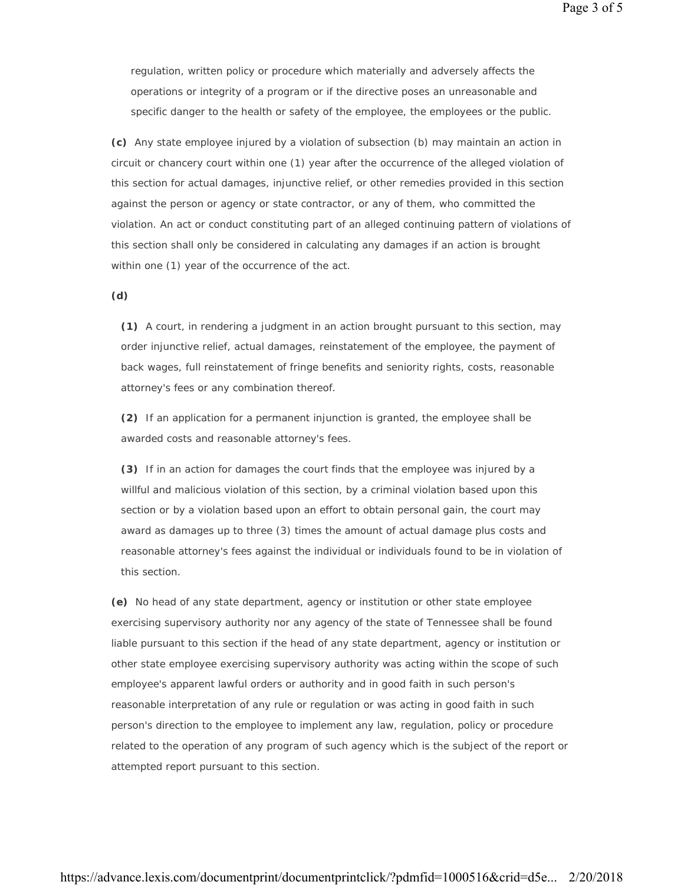regulation, written policy or procedure which materially and adversely affects the operations or integrity of a program or if the directive poses an unreasonable and specific danger to the health or safety of the employee, the employees or the public.

**(c)** Any state employee injured by a violation of subsection (b) may maintain an action in circuit or chancery court within one (1) year after the occurrence of the alleged violation of this section for actual damages, injunctive relief, or other remedies provided in this section against the person or agency or state contractor, or any of them, who committed the violation. An act or conduct constituting part of an alleged continuing pattern of violations of this section shall only be considered in calculating any damages if an action is brought within one (1) year of the occurrence of the act.

**(d)**

**(1)** A court, in rendering a judgment in an action brought pursuant to this section, may order injunctive relief, actual damages, reinstatement of the employee, the payment of back wages, full reinstatement of fringe benefits and seniority rights, costs, reasonable attorney's fees or any combination thereof.

**(2)** If an application for a permanent injunction is granted, the employee shall be awarded costs and reasonable attorney's fees.

**(3)** If in an action for damages the court finds that the employee was injured by a willful and malicious violation of this section, by a criminal violation based upon this section or by a violation based upon an effort to obtain personal gain, the court may award as damages up to three (3) times the amount of actual damage plus costs and reasonable attorney's fees against the individual or individuals found to be in violation of this section.

**(e)** No head of any state department, agency or institution or other state employee exercising supervisory authority nor any agency of the state of Tennessee shall be found liable pursuant to this section if the head of any state department, agency or institution or other state employee exercising supervisory authority was acting within the scope of such employee's apparent lawful orders or authority and in good faith in such person's reasonable interpretation of any rule or regulation or was acting in good faith in such person's direction to the employee to implement any law, regulation, policy or procedure related to the operation of any program of such agency which is the subject of the report or attempted report pursuant to this section.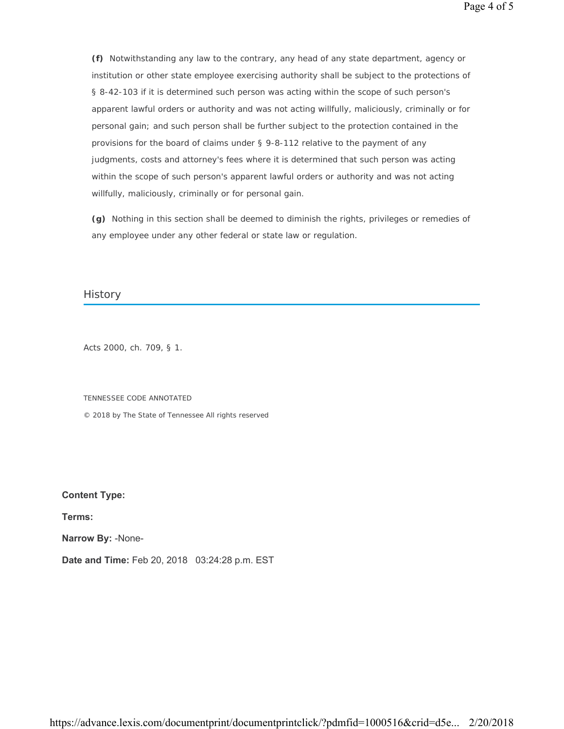**(f)** Notwithstanding any law to the contrary, any head of any state department, agency or institution or other state employee exercising authority shall be subject to the protections of § 8-42-103 if it is determined such person was acting within the scope of such person's apparent lawful orders or authority and was not acting willfully, maliciously, criminally or for personal gain; and such person shall be further subject to the protection contained in the provisions for the board of claims under § 9-8-112 relative to the payment of any judgments, costs and attorney's fees where it is determined that such person was acting within the scope of such person's apparent lawful orders or authority and was not acting willfully, maliciously, criminally or for personal gain.

**(g)** Nothing in this section shall be deemed to diminish the rights, privileges or remedies of any employee under any other federal or state law or regulation.

## History

Acts 2000, ch. 709, § 1.

TENNESSEE CODE ANNOTATED

© 2018 by The State of Tennessee All rights reserved

**Content Type:**

**Terms:**

**Narrow By:** -None-

**Date and Time:** Feb 20, 2018 03:24:28 p.m. EST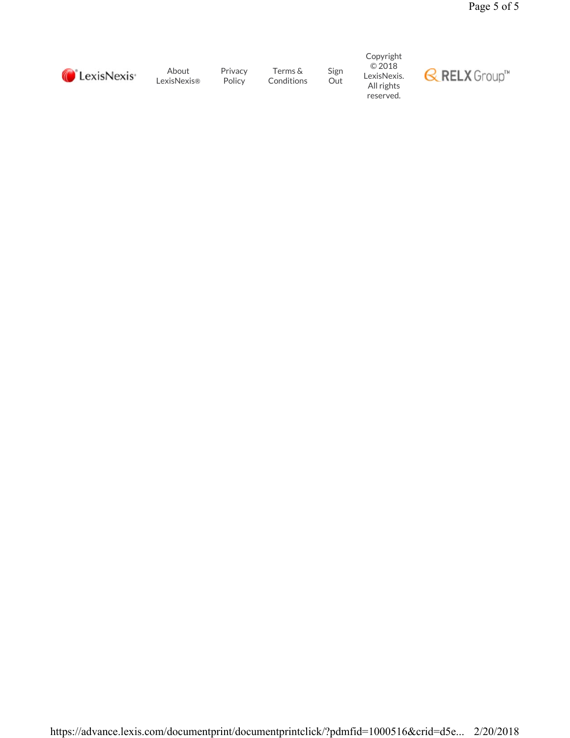LexisNexis | About LexisNexis® | Privacy Policy | Terms & Conditions | Sign Out | Copyright © 2018 LexisNexis. All rights reserved. | RELX Group™